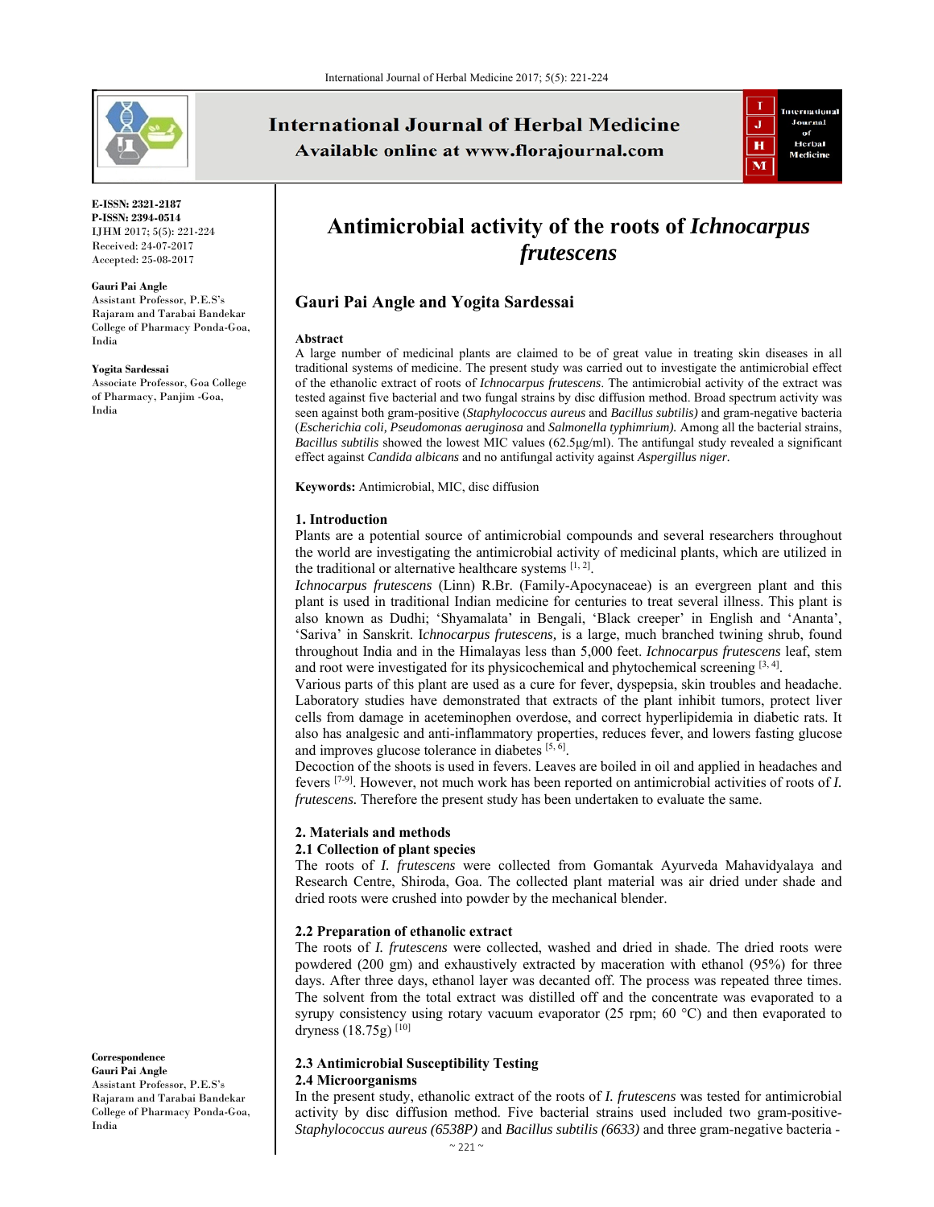E-ISSN: 2321-2187
P-ISSN: 2394-0514
IJHM 2017; 5(5): 221-224
Received: 24-07-2017
Accepted: 25-08-2017

**Gauri Pai Angle**
Assistant Professor, P.E.S's Rajaram and Tarabai Bandekar College of Pharmacy Ponda-Goa, India

**Yogita Sardessai**
Associate Professor, Goa College of Pharmacy, Panjim -Goa, India

**Correspondence**
**Gauri Pai Angle**
Assistant Professor, P.E.S's Rajaram and Tarabai Bandekar College of Pharmacy Ponda-Goa, India

# Antimicrobial activity of the roots of *Ichnocarpus frutescens*

## Gauri Pai Angle and Yogita Sardessai

### Abstract

A large number of medicinal plants are claimed to be of great value in treating skin diseases in all traditional systems of medicine. The present study was carried out to investigate the antimicrobial effect of the ethanolic extract of roots of *Ichnocarpus frutescens*. The antimicrobial activity of the extract was tested against five bacterial and two fungal strains by disc diffusion method. Broad spectrum activity was seen against both gram-positive (*Staphylococcus aureus* and *Bacillus subtilis)* and gram-negative bacteria (*Escherichia coli, Pseudomonas aeruginosa* and *Salmonella typhimurium).* Among all the bacterial strains, *Bacillus subtilis* showed the lowest MIC values (62.5µg/ml). The antifungal study revealed a significant effect against *Candida albicans* and no antifungal activity against *Aspergillus niger*.

**Keywords:** Antimicrobial, MIC, disc diffusion

### 1. Introduction

Plants are a potential source of antimicrobial compounds and several researchers throughout the world are investigating the antimicrobial activity of medicinal plants, which are utilized in the traditional or alternative healthcare systems [1, 2].

*Ichnocarpus frutescens* (Linn) R.Br. (Family-Apocynaceae) is an evergreen plant and this plant is used in traditional Indian medicine for centuries to treat several illness. This plant is also known as Dudhi; 'Shyamalata' in Bengali, 'Black creeper' in English and 'Ananta', 'Sariva' in Sanskrit. I*chnocarpus frutescens,* is a large, much branched twining shrub, found throughout India and in the Himalayas less than 5,000 feet. *Ichnocarpus frutescens* leaf, stem and root were investigated for its physicochemical and phytochemical screening [3, 4].

Various parts of this plant are used as a cure for fever, dyspepsia, skin troubles and headache. Laboratory studies have demonstrated that extracts of the plant inhibit tumors, protect liver cells from damage in aceteminophen overdose, and correct hyperlipidemia in diabetic rats. It also has analgesic and anti-inflammatory properties, reduces fever, and lowers fasting glucose and improves glucose tolerance in diabetes [5, 6].

Decoction of the shoots is used in fevers. Leaves are boiled in oil and applied in headaches and fevers [7-9]. However, not much work has been reported on antimicrobial activities of roots of *I. frutescens.* Therefore the present study has been undertaken to evaluate the same.

### 2. Materials and methods

#### 2.1 Collection of plant species

The roots of *I. frutescens* were collected from Gomantak Ayurveda Mahavidyalaya and Research Centre, Shiroda, Goa. The collected plant material was air dried under shade and dried roots were crushed into powder by the mechanical blender.

#### 2.2 Preparation of ethanolic extract

The roots of *I. frutescens* were collected, washed and dried in shade. The dried roots were powdered (200 gm) and exhaustively extracted by maceration with ethanol (95%) for three days. After three days, ethanol layer was decanted off. The process was repeated three times. The solvent from the total extract was distilled off and the concentrate was evaporated to a syrupy consistency using rotary vacuum evaporator (25 rpm; 60 °C) and then evaporated to dryness (18.75g) [10]

#### 2.3 Antimicrobial Susceptibility Testing

#### 2.4 Microorganisms

In the present study, ethanolic extract of the roots of *I. frutescens* was tested for antimicrobial activity by disc diffusion method. Five bacterial strains used included two gram-positive- *Staphylococcus aureus (6538P)* and *Bacillus subtilis (6633)* and three gram-negative bacteria -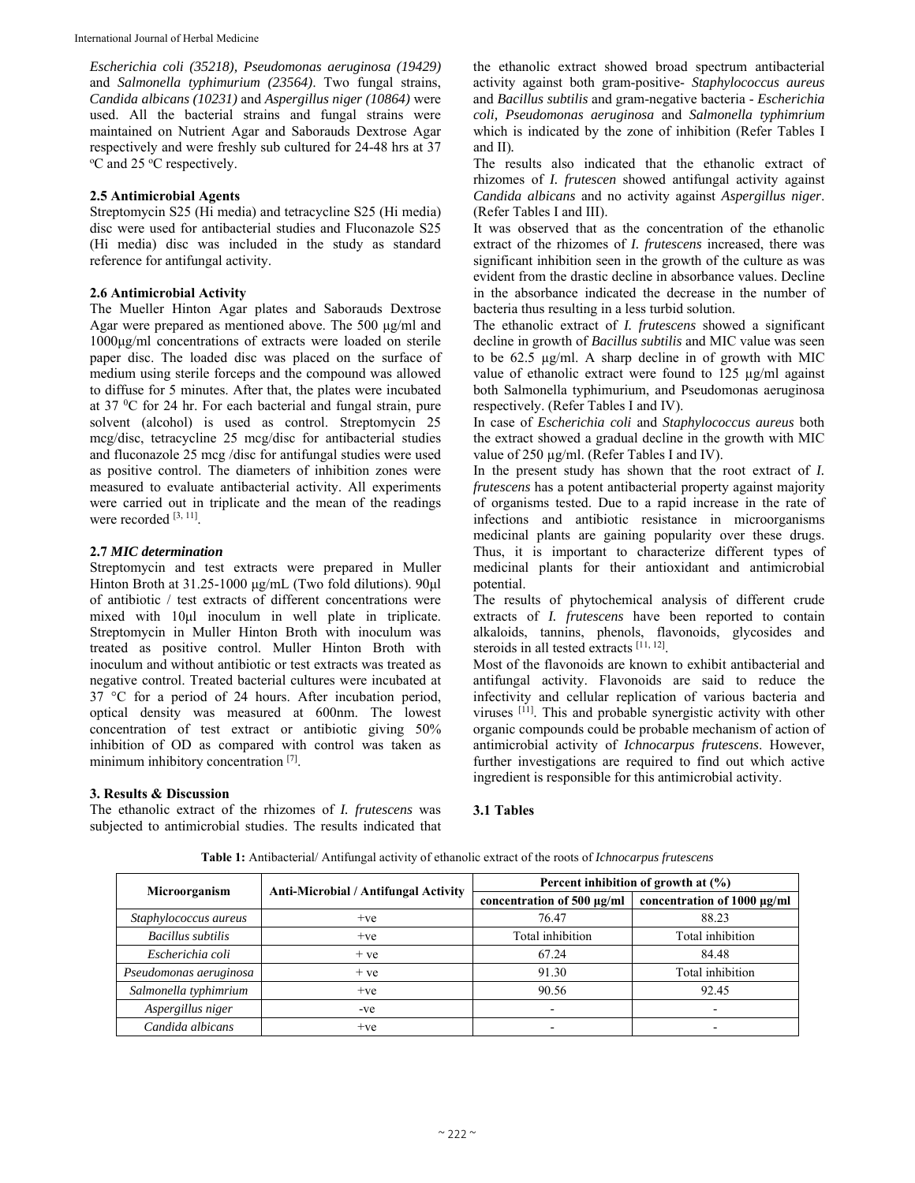*Escherichia coli (35218), Pseudomonas aeruginosa (19429)* and *Salmonella typhimurium (23564)*. Two fungal strains, *Candida albicans (10231)* and *Aspergillus niger (10864)* were used. All the bacterial strains and fungal strains were maintained on Nutrient Agar and Saborauds Dextrose Agar respectively and were freshly sub cultured for 24-48 hrs at 37 °C and 25 °C respectively.

### 2.5 Antimicrobial Agents

Streptomycin S25 (Hi media) and tetracycline S25 (Hi media) disc were used for antibacterial studies and Fluconazole S25 (Hi media) disc was included in the study as standard reference for antifungal activity.

### 2.6 Antimicrobial Activity

The Mueller Hinton Agar plates and Saborauds Dextrose Agar were prepared as mentioned above. The 500 µg/ml and 1000µg/ml concentrations of extracts were loaded on sterile paper disc. The loaded disc was placed on the surface of medium using sterile forceps and the compound was allowed to diffuse for 5 minutes. After that, the plates were incubated at 37 °C for 24 hr. For each bacterial and fungal strain, pure solvent (alcohol) is used as control. Streptomycin 25 mcg/disc, tetracycline 25 mcg/disc for antibacterial studies and fluconazole 25 mcg /disc for antifungal studies were used as positive control. The diameters of inhibition zones were measured to evaluate antibacterial activity. All experiments were carried out in triplicate and the mean of the readings were recorded [3, 11].

### 2.7 *MIC determination*

Streptomycin and test extracts were prepared in Muller Hinton Broth at 31.25-1000 µg/mL (Two fold dilutions). 90µl of antibiotic / test extracts of different concentrations were mixed with 10µl inoculum in well plate in triplicate. Streptomycin in Muller Hinton Broth with inoculum was treated as positive control. Muller Hinton Broth with inoculum and without antibiotic or test extracts was treated as negative control. Treated bacterial cultures were incubated at 37 °C for a period of 24 hours. After incubation period, optical density was measured at 600nm. The lowest concentration of test extract or antibiotic giving 50% inhibition of OD as compared with control was taken as minimum inhibitory concentration [7].

## 3. Results & Discussion

The ethanolic extract of the rhizomes of *I. frutescens* was subjected to antimicrobial studies. The results indicated that the ethanolic extract showed broad spectrum antibacterial activity against both gram-positive- *Staphylococcus aureus* and *Bacillus subtilis* and gram-negative bacteria - *Escherichia coli, Pseudomonas aeruginosa* and *Salmonella typhimrium* which is indicated by the zone of inhibition (Refer Tables I and II).

The results also indicated that the ethanolic extract of rhizomes of *I. frutescen* showed antifungal activity against *Candida albicans* and no activity against *Aspergillus niger*. (Refer Tables I and III).

It was observed that as the concentration of the ethanolic extract of the rhizomes of *I. frutescens* increased, there was significant inhibition seen in the growth of the culture as was evident from the drastic decline in absorbance values. Decline in the absorbance indicated the decrease in the number of bacteria thus resulting in a less turbid solution.

The ethanolic extract of *I. frutescens* showed a significant decline in growth of *Bacillus subtilis* and MIC value was seen to be 62.5 µg/ml. A sharp decline in of growth with MIC value of ethanolic extract were found to 125 µg/ml against both Salmonella typhimurium, and Pseudomonas aeruginosa respectively. (Refer Tables I and IV).

In case of *Escherichia coli* and *Staphylococcus aureus* both the extract showed a gradual decline in the growth with MIC value of 250 µg/ml. (Refer Tables I and IV).

In the present study has shown that the root extract of *I. frutescens* has a potent antibacterial property against majority of organisms tested. Due to a rapid increase in the rate of infections and antibiotic resistance in microorganisms medicinal plants are gaining popularity over these drugs. Thus, it is important to characterize different types of medicinal plants for their antioxidant and antimicrobial potential.

The results of phytochemical analysis of different crude extracts of *I. frutescens* have been reported to contain alkaloids, tannins, phenols, flavonoids, glycosides and steroids in all tested extracts [11, 12].

Most of the flavonoids are known to exhibit antibacterial and antifungal activity. Flavonoids are said to reduce the infectivity and cellular replication of various bacteria and viruses [11]. This and probable synergistic activity with other organic compounds could be probable mechanism of action of antimicrobial activity of *Ichnocarpus frutescens*. However, further investigations are required to find out which active ingredient is responsible for this antimicrobial activity.

### 3.1 Tables

**Table 1:** Antibacterial/ Antifungal activity of ethanolic extract of the roots of *Ichnocarpus frutescens*

| Microorganism | Anti-Microbial / Antifungal Activity | Percent inhibition of growth at (%) | |
|---|---|---|---|
| | | concentration of 500 µg/ml | concentration of 1000 µg/ml |
| *Staphylococcus aureus* | +ve | 76.47 | 88.23 |
| *Bacillus subtilis* | +ve | Total inhibition | Total inhibition |
| *Escherichia coli* | + ve | 67.24 | 84.48 |
| *Pseudomonas aeruginosa* | + ve | 91.30 | Total inhibition |
| *Salmonella typhimrium* | +ve | 90.56 | 92.45 |
| *Aspergillus niger* | -ve | - | - |
| *Candida albicans* | +ve | - | - |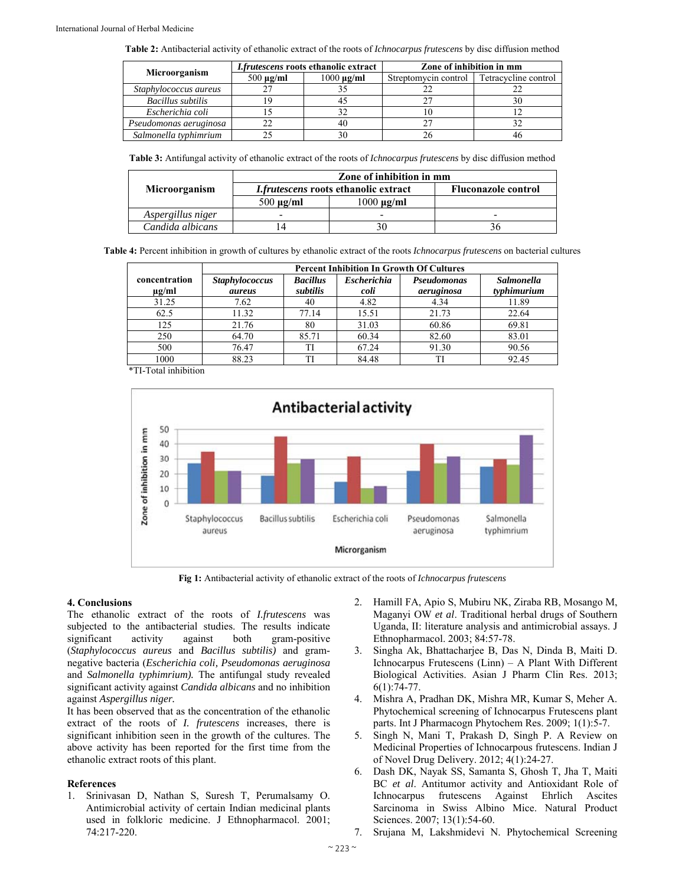**Table 2:** Antibacterial activity of ethanolic extract of the roots of *Ichnocarpus frutescens* by disc diffusion method

| Microorganism | *I.frutescens* roots ethanolic extract | | Zone of inhibition in mm | |
|---|---|---|---|---|
| | 500 µg/ml | 1000 µg/ml | Streptomycin control | Tetracycline control |
| *Staphylococcus aureus* | 27 | 35 | 22 | 22 |
| *Bacillus subtilis* | 19 | 45 | 27 | 30 |
| *Escherichia coli* | 15 | 32 | 10 | 12 |
| *Pseudomonas aeruginosa* | 22 | 40 | 27 | 32 |
| *Salmonella typhimrium* | 25 | 30 | 26 | 46 |

**Table 3:** Antifungal activity of ethanolic extract of the roots of *Ichnocarpus frutescens* by disc diffusion method

| Microorganism | Zone of inhibition in mm | | |
|---|---|---|---|
| | *I.frutescens* roots ethanolic extract | | Fluconazole control |
| | 500 µg/ml | 1000 µg/ml | |
| *Aspergillus niger* | - | - | - |
| *Candida albicans* | 14 | 30 | 36 |

**Table 4:** Percent inhibition in growth of cultures by ethanolic extract of the roots *Ichnocarpus frutescens* on bacterial cultures

| concentration µg/ml | Percent Inhibition In Growth Of Cultures | | | | |
|---|---|---|---|---|---|
| | *Staphylococcus aureus* | *Bacillus subtilis* | *Escherichia coli* | *Pseudomonas aeruginosa* | *Salmonella typhimurium* |
| 31.25 | 7.62 | 40 | 4.82 | 4.34 | 11.89 |
| 62.5 | 11.32 | 77.14 | 15.51 | 21.73 | 22.64 |
| 125 | 21.76 | 80 | 31.03 | 60.86 | 69.81 |
| 250 | 64.70 | 85.71 | 60.34 | 82.60 | 83.01 |
| 500 | 76.47 | TI | 67.24 | 91.30 | 90.56 |
| 1000 | 88.23 | TI | 84.48 | TI | 92.45 |

*TI-Total inhibition

**Fig 1:** Antibacterial activity of ethanolic extract of the roots of *Ichnocarpus frutescens*

## 4. Conclusions

The ethanolic extract of the roots of *I.frutescens* was subjected to the antibacterial studies. The results indicate significant activity against both gram-positive (*Staphylococcus aureus* and *Bacillus subtilis)* and gram-negative bacteria (*Escherichia coli, Pseudomonas aeruginosa* and *Salmonella typhimrium).* The antifungal study revealed significant activity against *Candida albicans* and no inhibition against *Aspergillus niger.*

It has been observed that as the concentration of the ethanolic extract of the roots of *I. frutescens* increases, there is significant inhibition seen in the growth of the cultures. The above activity has been reported for the first time from the ethanolic extract roots of this plant.

## References

1. Srinivasan D, Nathan S, Suresh T, Perumalsamy O. Antimicrobial activity of certain Indian medicinal plants used in folkloric medicine. J Ethnopharmacol. 2001; 74:217-220.
2. Hamill FA, Apio S, Mubiru NK, Ziraba RB, Mosango M, Maganyi OW *et al*. Traditional herbal drugs of Southern Uganda, II: literature analysis and antimicrobial assays. J Ethnopharmacol. 2003; 84:57-78.
3. Singha Ak, Bhattacharjee B, Das N, Dinda B, Maiti D. Ichnocarpus Frutescens (Linn) – A Plant With Different Biological Activities. Asian J Pharm Clin Res. 2013; 6(1):74-77.
4. Mishra A, Pradhan DK, Mishra MR, Kumar S, Meher A. Phytochemical screening of Ichnocarpus Frutescens plant parts. Int J Pharmacogn Phytochem Res. 2009; 1(1):5-7.
5. Singh N, Mani T, Prakash D, Singh P. A Review on Medicinal Properties of Ichnocarpous frutescens. Indian J of Novel Drug Delivery. 2012; 4(1):24-27.
6. Dash DK, Nayak SS, Samanta S, Ghosh T, Jha T, Maiti BC *et al*. Antitumor activity and Antioxidant Role of Ichnocarpus frutescens Against Ehrlich Ascites Sarcinoma in Swiss Albino Mice. Natural Product Sciences. 2007; 13(1):54-60.
7. Srujana M, Lakshmidevi N. Phytochemical Screening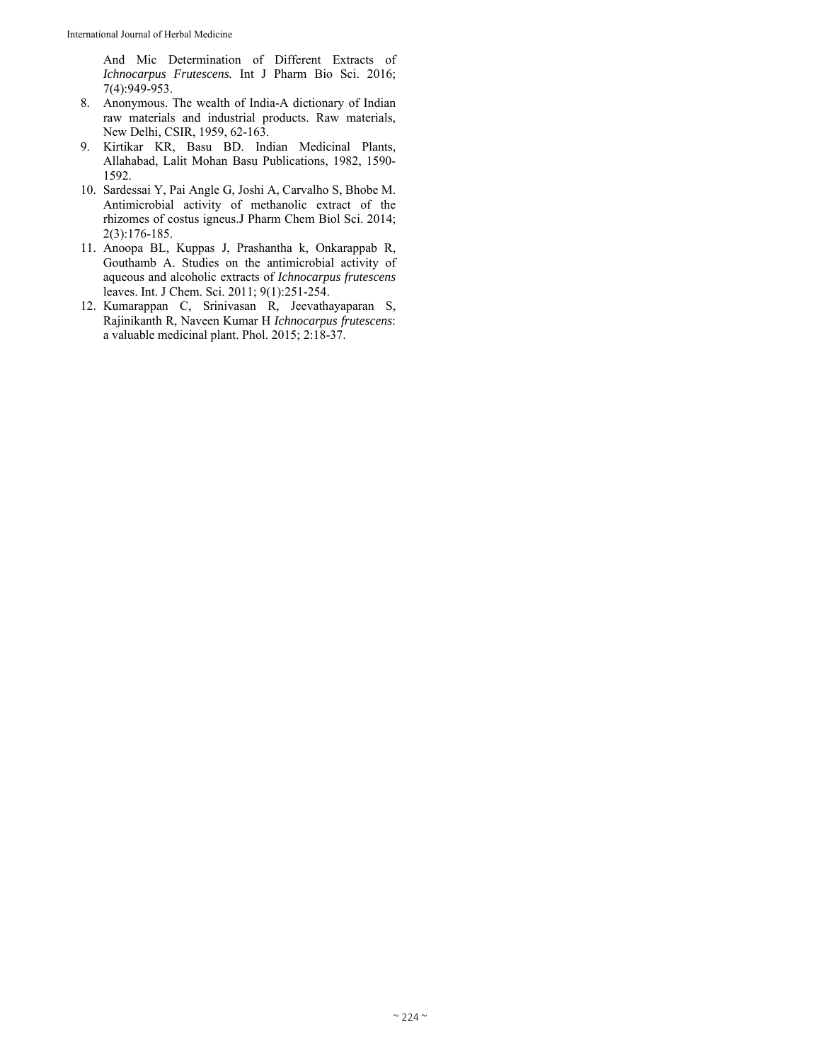And Mic Determination of Different Extracts of *Ichnocarpus Frutescens.* Int J Pharm Bio Sci. 2016; 7(4):949-953.

8. Anonymous. The wealth of India-A dictionary of Indian raw materials and industrial products. Raw materials, New Delhi, CSIR, 1959, 62-163.
9. Kirtikar KR, Basu BD. Indian Medicinal Plants, Allahabad, Lalit Mohan Basu Publications, 1982, 1590-1592.
10. Sardessai Y, Pai Angle G, Joshi A, Carvalho S, Bhobe M. Antimicrobial activity of methanolic extract of the rhizomes of costus igneus.J Pharm Chem Biol Sci. 2014; 2(3):176-185.
11. Anoopa BL, Kuppas J, Prashantha k, Onkarappab R, Gouthamb A. Studies on the antimicrobial activity of aqueous and alcoholic extracts of *Ichnocarpus frutescens* leaves. Int. J Chem. Sci. 2011; 9(1):251-254.
12. Kumarappan C, Srinivasan R, Jeevathayaparan S, Rajinikanth R, Naveen Kumar H *Ichnocarpus frutescens*: a valuable medicinal plant. Phol. 2015; 2:18-37.